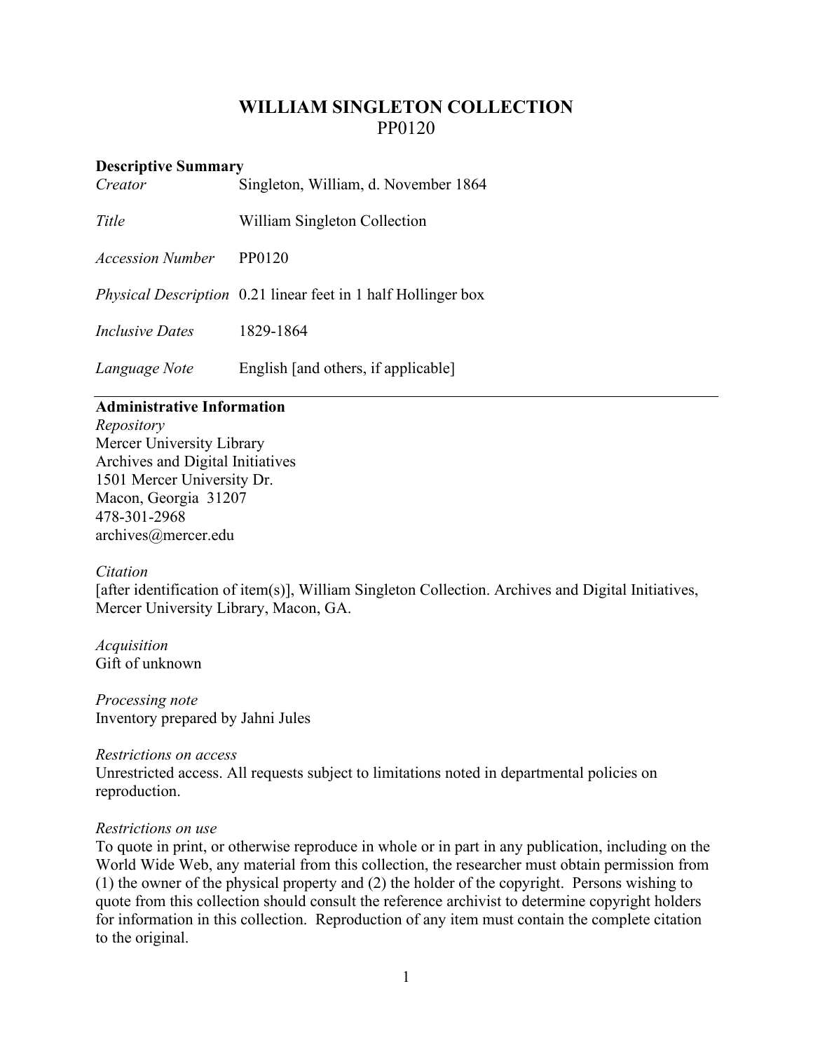# WILLIAM SINGLETON COLLECTION

PP0120

**Descriptive Summary**

| | |
|---|---|
| *Creator* | Singleton, William, d. November 1864 |
| *Title* | William Singleton Collection |
| *Accession Number* | PP0120 |
| *Physical Description* | 0.21 linear feet in 1 half Hollinger box |
| *Inclusive Dates* | 1829-1864 |
| *Language Note* | English [and others, if applicable] |

---

**Administrative Information**

*Repository*
Mercer University Library
Archives and Digital Initiatives
1501 Mercer University Dr.
Macon, Georgia 31207
478-301-2968
archives@mercer.edu

*Citation*
[after identification of item(s)], William Singleton Collection. Archives and Digital Initiatives, Mercer University Library, Macon, GA.

*Acquisition*
Gift of unknown

*Processing note*
Inventory prepared by Jahni Jules

*Restrictions on access*
Unrestricted access. All requests subject to limitations noted in departmental policies on reproduction.

*Restrictions on use*
To quote in print, or otherwise reproduce in whole or in part in any publication, including on the World Wide Web, any material from this collection, the researcher must obtain permission from (1) the owner of the physical property and (2) the holder of the copyright. Persons wishing to quote from this collection should consult the reference archivist to determine copyright holders for information in this collection. Reproduction of any item must contain the complete citation to the original.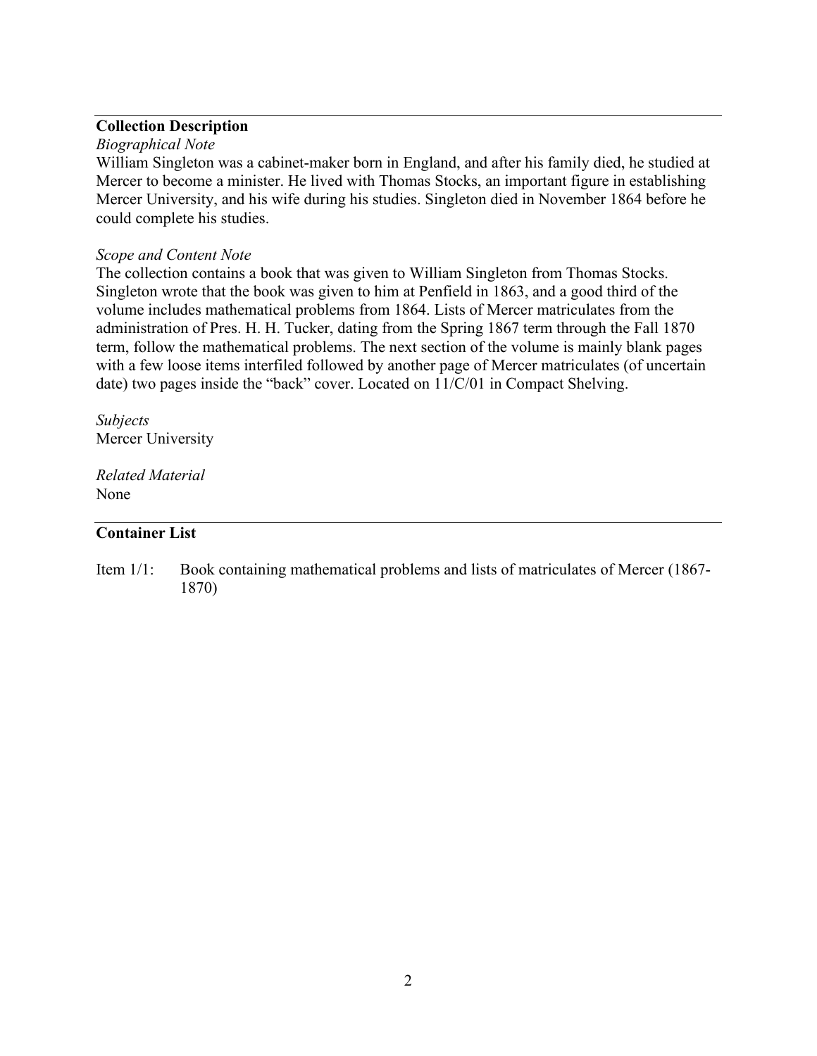## Collection Description

*Biographical Note*

William Singleton was a cabinet-maker born in England, and after his family died, he studied at Mercer to become a minister. He lived with Thomas Stocks, an important figure in establishing Mercer University, and his wife during his studies. Singleton died in November 1864 before he could complete his studies.

*Scope and Content Note*

The collection contains a book that was given to William Singleton from Thomas Stocks. Singleton wrote that the book was given to him at Penfield in 1863, and a good third of the volume includes mathematical problems from 1864. Lists of Mercer matriculates from the administration of Pres. H. H. Tucker, dating from the Spring 1867 term through the Fall 1870 term, follow the mathematical problems. The next section of the volume is mainly blank pages with a few loose items interfiled followed by another page of Mercer matriculates (of uncertain date) two pages inside the "back" cover. Located on 11/C/01 in Compact Shelving.

*Subjects*

Mercer University

*Related Material*

None

## Container List

Item 1/1: Book containing mathematical problems and lists of matriculates of Mercer (1867-1870)